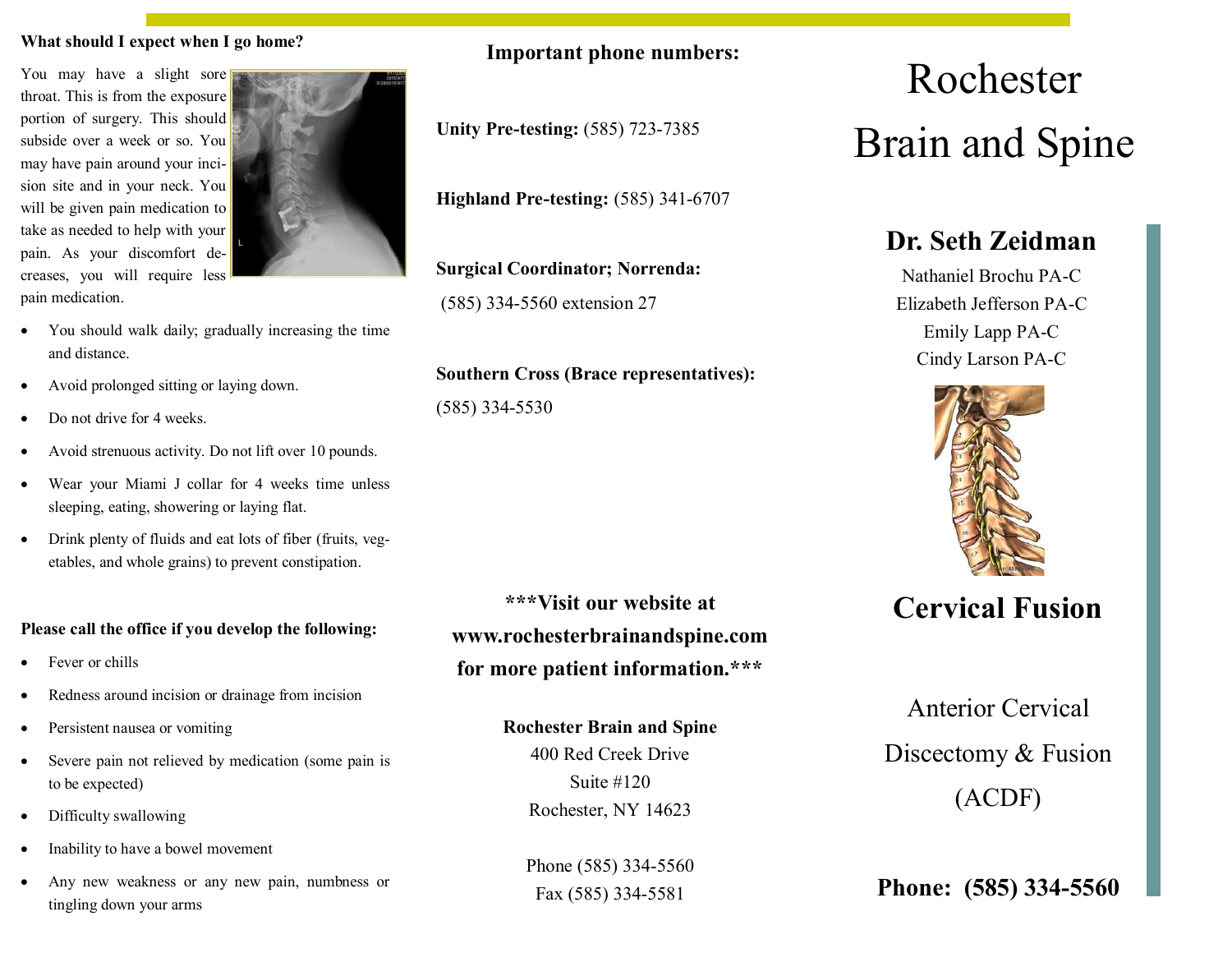### What should I expect when I go home?

You may have a slight sore throat. This is from the exposure portion of surgery. This should subside over a week or so. You may have pain around your incision site and in your neck. You will be given pain medication to take as needed to help with your pain. As your discomfort decreases, you will require less pain medication.

- You should walk daily; gradually increasing the time and distance.
- Avoid prolonged sitting or laying down.
- Do not drive for 4 weeks.
- Avoid strenuous activity. Do not lift over 10 pounds.
- Wear your Miami J collar for 4 weeks time unless sleeping, eating, showering or laying flat.
- Drink plenty of fluids and eat lots of fiber (fruits, vegetables, and whole grains) to prevent constipation.

**Please call the office if you develop the following:**

- Fever or chills
- Redness around incision or drainage from incision
- Persistent nausea or vomiting
- Severe pain not relieved by medication (some pain is to be expected)
- Difficulty swallowing
- Inability to have a bowel movement
- Any new weakness or any new pain, numbness or tingling down your arms

### Important phone numbers:

**Unity Pre-testing:** (585) 723-7385

**Highland Pre-testing:** (585) 341-6707

**Surgical Coordinator; Norrenda:**
(585) 334-5560 extension 27

**Southern Cross (Brace representatives):**
(585) 334-5530

**\*\*\*Visit our website at www.rochesterbrainandspine.com for more patient information.\*\*\***

**Rochester Brain and Spine**
400 Red Creek Drive
Suite #120
Rochester, NY 14623

Phone (585) 334-5560
Fax (585) 334-5581

# Rochester Brain and Spine

## Dr. Seth Zeidman

Nathaniel Brochu PA-C
Elizabeth Jefferson PA-C
Emily Lapp PA-C
Cindy Larson PA-C

## Cervical Fusion

Anterior Cervical Discectomy & Fusion (ACDF)

**Phone: (585) 334-5560**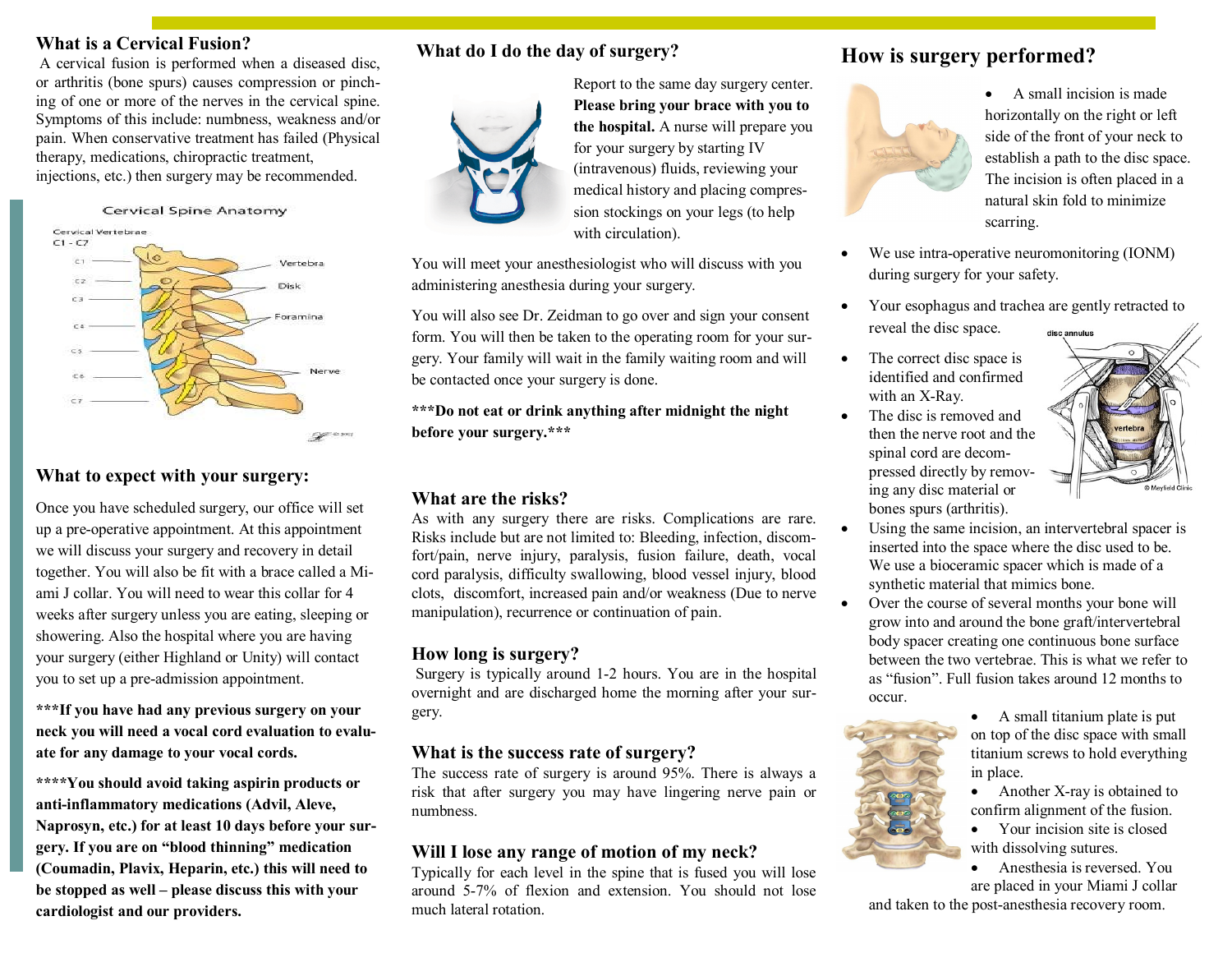## What is a Cervical Fusion?

A cervical fusion is performed when a diseased disc, or arthritis (bone spurs) causes compression or pinching of one or more of the nerves in the cervical spine. Symptoms of this include: numbness, weakness and/or pain. When conservative treatment has failed (Physical therapy, medications, chiropractic treatment, injections, etc.) then surgery may be recommended.

Cervical Spine Anatomy

Cervical Vertebrae C1 - C7

C1
C2
C3
C4
C5
C6
C7

Vertebra
Disk
Foramina
Nerve

## What to expect with your surgery:

Once you have scheduled surgery, our office will set up a pre-operative appointment. At this appointment we will discuss your surgery and recovery in detail together. You will also be fit with a brace called a Miami J collar. You will need to wear this collar for 4 weeks after surgery unless you are eating, sleeping or showering. Also the hospital where you are having your surgery (either Highland or Unity) will contact you to set up a pre-admission appointment.

**\*\*\*If you have had any previous surgery on your neck you will need a vocal cord evaluation to evaluate for any damage to your vocal cords.**

**\*\*\*\*You should avoid taking aspirin products or anti-inflammatory medications (Advil, Aleve, Naprosyn, etc.) for at least 10 days before your surgery. If you are on "blood thinning" medication (Coumadin, Plavix, Heparin, etc.) this will need to be stopped as well – please discuss this with your cardiologist and our providers.**

## What do I do the day of surgery?

Report to the same day surgery center. **Please bring your brace with you to the hospital.** A nurse will prepare you for your surgery by starting IV (intravenous) fluids, reviewing your medical history and placing compression stockings on your legs (to help with circulation).

You will meet your anesthesiologist who will discuss with you administering anesthesia during your surgery.

You will also see Dr. Zeidman to go over and sign your consent form. You will then be taken to the operating room for your surgery. Your family will wait in the family waiting room and will be contacted once your surgery is done.

**\*\*\*Do not eat or drink anything after midnight the night before your surgery.\*\*\***

## What are the risks?

As with any surgery there are risks. Complications are rare. Risks include but are not limited to: Bleeding, infection, discomfort/pain, nerve injury, paralysis, fusion failure, death, vocal cord paralysis, difficulty swallowing, blood vessel injury, blood clots, discomfort, increased pain and/or weakness (Due to nerve manipulation), recurrence or continuation of pain.

## How long is surgery?

Surgery is typically around 1-2 hours. You are in the hospital overnight and are discharged home the morning after your surgery.

## What is the success rate of surgery?

The success rate of surgery is around 95%. There is always a risk that after surgery you may have lingering nerve pain or numbness.

## Will I lose any range of motion of my neck?

Typically for each level in the spine that is fused you will lose around 5-7% of flexion and extension. You should not lose much lateral rotation.

## How is surgery performed?

- A small incision is made horizontally on the right or left side of the front of your neck to establish a path to the disc space. The incision is often placed in a natural skin fold to minimize scarring.
- We use intra-operative neuromonitoring (IONM) during surgery for your safety.
- Your esophagus and trachea are gently retracted to reveal the disc space.
- The correct disc space is identified and confirmed with an X-Ray.
- The disc is removed and then the nerve root and the spinal cord are decompressed directly by removing any disc material or bones spurs (arthritis).

disc annulus
vertebra
© Mayfield Clinic

- Using the same incision, an intervertebral spacer is inserted into the space where the disc used to be. We use a bioceramic spacer which is made of a synthetic material that mimics bone.
- Over the course of several months your bone will grow into and around the bone graft/intervertebral body spacer creating one continuous bone surface between the two vertebrae. This is what we refer to as "fusion". Full fusion takes around 12 months to occur.
- A small titanium plate is put on top of the disc space with small titanium screws to hold everything in place.
- Another X-ray is obtained to confirm alignment of the fusion.
- Your incision site is closed with dissolving sutures.
- Anesthesia is reversed. You are placed in your Miami J collar and taken to the post-anesthesia recovery room.